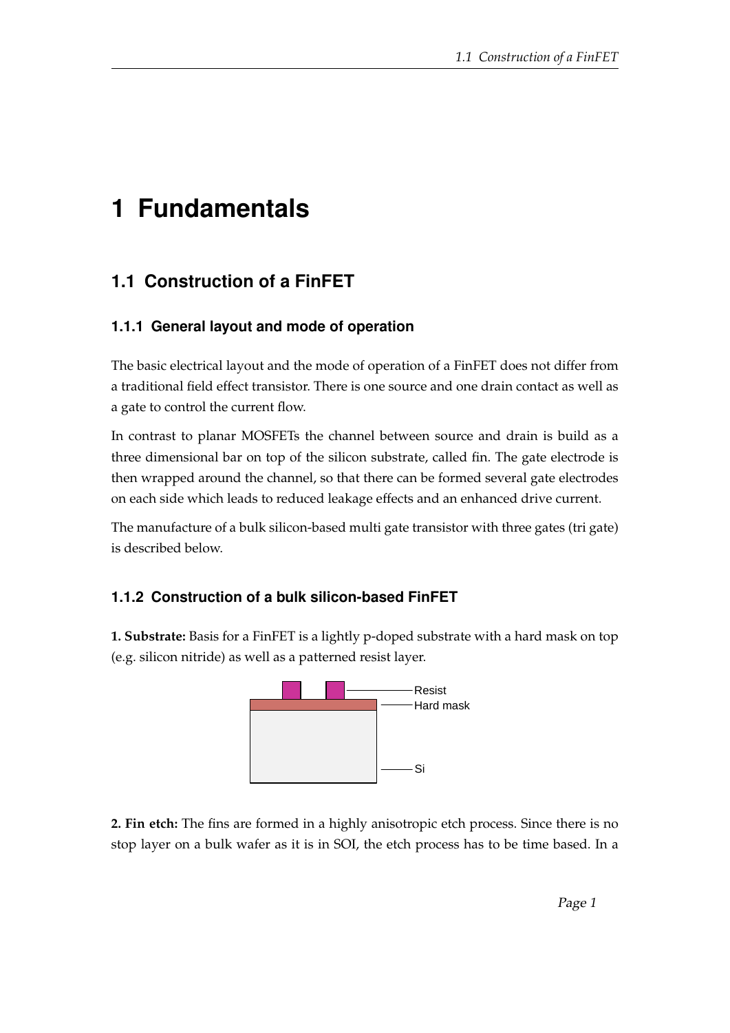# 1 Fundamentals

## 1.1 Construction of a FinFET

### 1.1.1 General layout and mode of operation

The basic electrical layout and the mode of operation of a FinFET does not differ from a traditional field effect transistor. There is one source and one drain contact as well as a gate to control the current flow.

In contrast to planar MOSFETs the channel between source and drain is build as a three dimensional bar on top of the silicon substrate, called fin. The gate electrode is then wrapped around the channel, so that there can be formed several gate electrodes on each side which leads to reduced leakage effects and an enhanced drive current.

The manufacture of a bulk silicon-based multi gate transistor with three gates (tri gate) is described below.

### 1.1.2 Construction of a bulk silicon-based FinFET

**1. Substrate:** Basis for a FinFET is a lightly p-doped substrate with a hard mask on top (e.g. silicon nitride) as well as a patterned resist layer.

Resist
Hard mask
Si

**2. Fin etch:** The fins are formed in a highly anisotropic etch process. Since there is no stop layer on a bulk wafer as it is in SOI, the etch process has to be time based. In a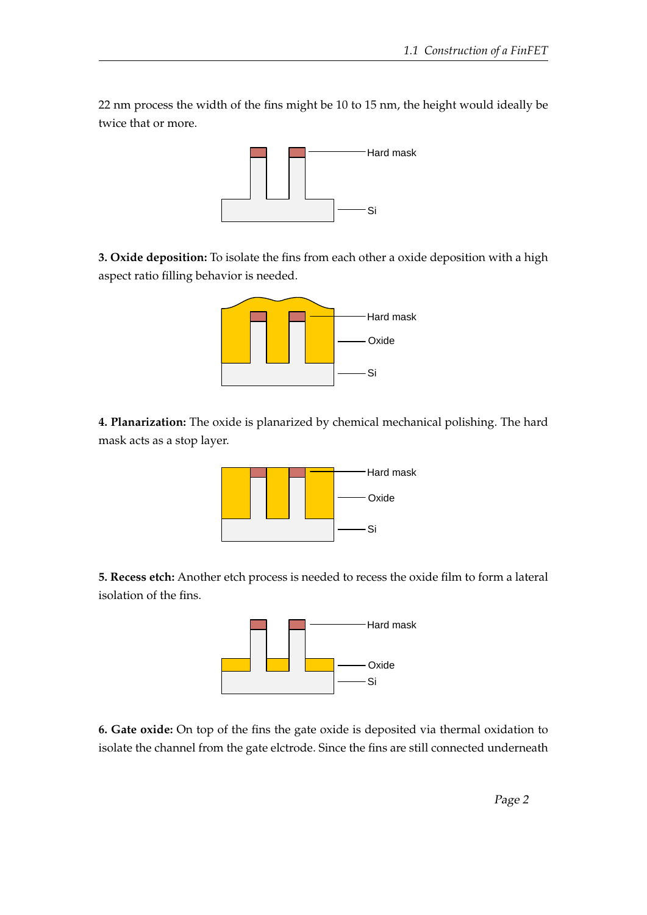22 nm process the width of the fins might be 10 to 15 nm, the height would ideally be twice that or more.

**3. Oxide deposition:** To isolate the fins from each other a oxide deposition with a high aspect ratio filling behavior is needed.

**4. Planarization:** The oxide is planarized by chemical mechanical polishing. The hard mask acts as a stop layer.

**5. Recess etch:** Another etch process is needed to recess the oxide film to form a lateral isolation of the fins.

**6. Gate oxide:** On top of the fins the gate oxide is deposited via thermal oxidation to isolate the channel from the gate elctrode. Since the fins are still connected underneath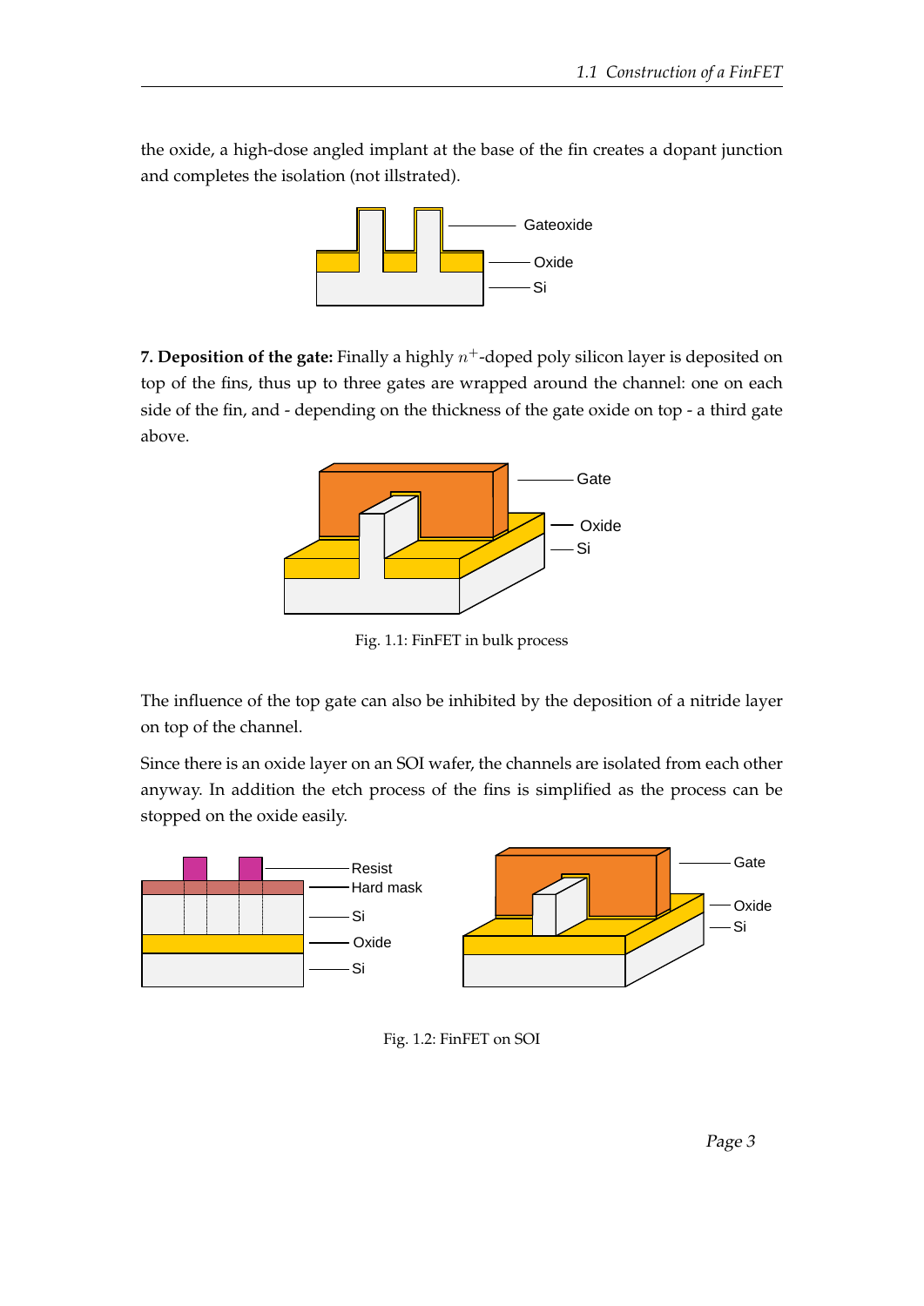the oxide, a high-dose angled implant at the base of the fin creates a dopant junction and completes the isolation (not illstrated).

Gateoxide
Oxide
Si

**7. Deposition of the gate:** Finally a highly $n^+$-doped poly silicon layer is deposited on top of the fins, thus up to three gates are wrapped around the channel: one on each side of the fin, and - depending on the thickness of the gate oxide on top - a third gate above.

Gate
Oxide
Si

Fig. 1.1: FinFET in bulk process

The influence of the top gate can also be inhibited by the deposition of a nitride layer on top of the channel.

Since there is an oxide layer on an SOI wafer, the channels are isolated from each other anyway. In addition the etch process of the fins is simplified as the process can be stopped on the oxide easily.

Resist
Hard mask
Si
Oxide
Si

Gate
Oxide
Si

Fig. 1.2: FinFET on SOI